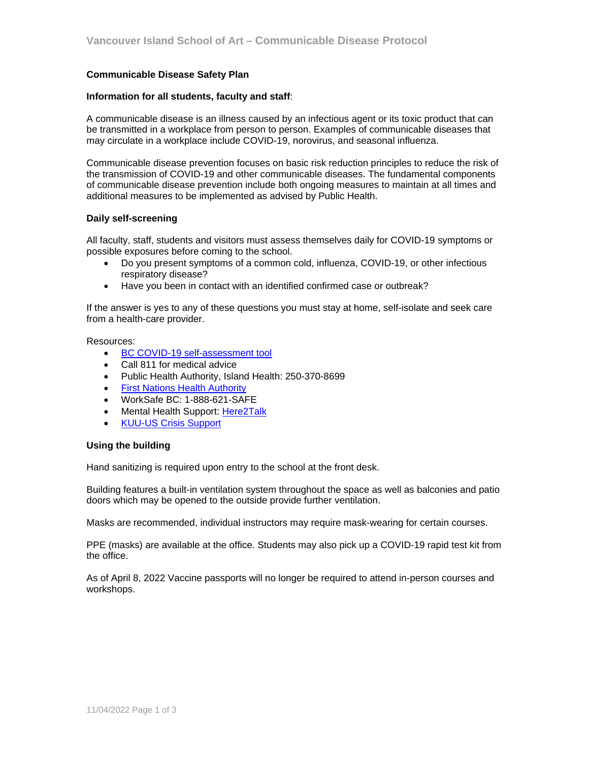# Communicable Disease Safety Plan

**Information for all students, faculty and staff**:

A communicable disease is an illness caused by an infectious agent or its toxic product that can be transmitted in a workplace from person to person. Examples of communicable diseases that may circulate in a workplace include COVID-19, norovirus, and seasonal influenza.

Communicable disease prevention focuses on basic risk reduction principles to reduce the risk of the transmission of COVID-19 and other communicable diseases. The fundamental components of communicable disease prevention include both ongoing measures to maintain at all times and additional measures to be implemented as advised by Public Health.

## Daily self-screening

All faculty, staff, students and visitors must assess themselves daily for COVID-19 symptoms or possible exposures before coming to the school.

- Do you present symptoms of a common cold, influenza, COVID-19, or other infectious respiratory disease?
- Have you been in contact with an identified confirmed case or outbreak?

If the answer is yes to any of these questions you must stay at home, self-isolate and seek care from a health-care provider.

Resources:

- BC COVID-19 self-assessment tool
- Call 811 for medical advice
- Public Health Authority, Island Health: 250-370-8699
- First Nations Health Authority
- WorkSafe BC: 1-888-621-SAFE
- Mental Health Support: Here2Talk
- KUU-US Crisis Support

## Using the building

Hand sanitizing is required upon entry to the school at the front desk.

Building features a built-in ventilation system throughout the space as well as balconies and patio doors which may be opened to the outside provide further ventilation.

Masks are recommended, individual instructors may require mask-wearing for certain courses.

PPE (masks) are available at the office. Students may also pick up a COVID-19 rapid test kit from the office.

As of April 8, 2022 Vaccine passports will no longer be required to attend in-person courses and workshops.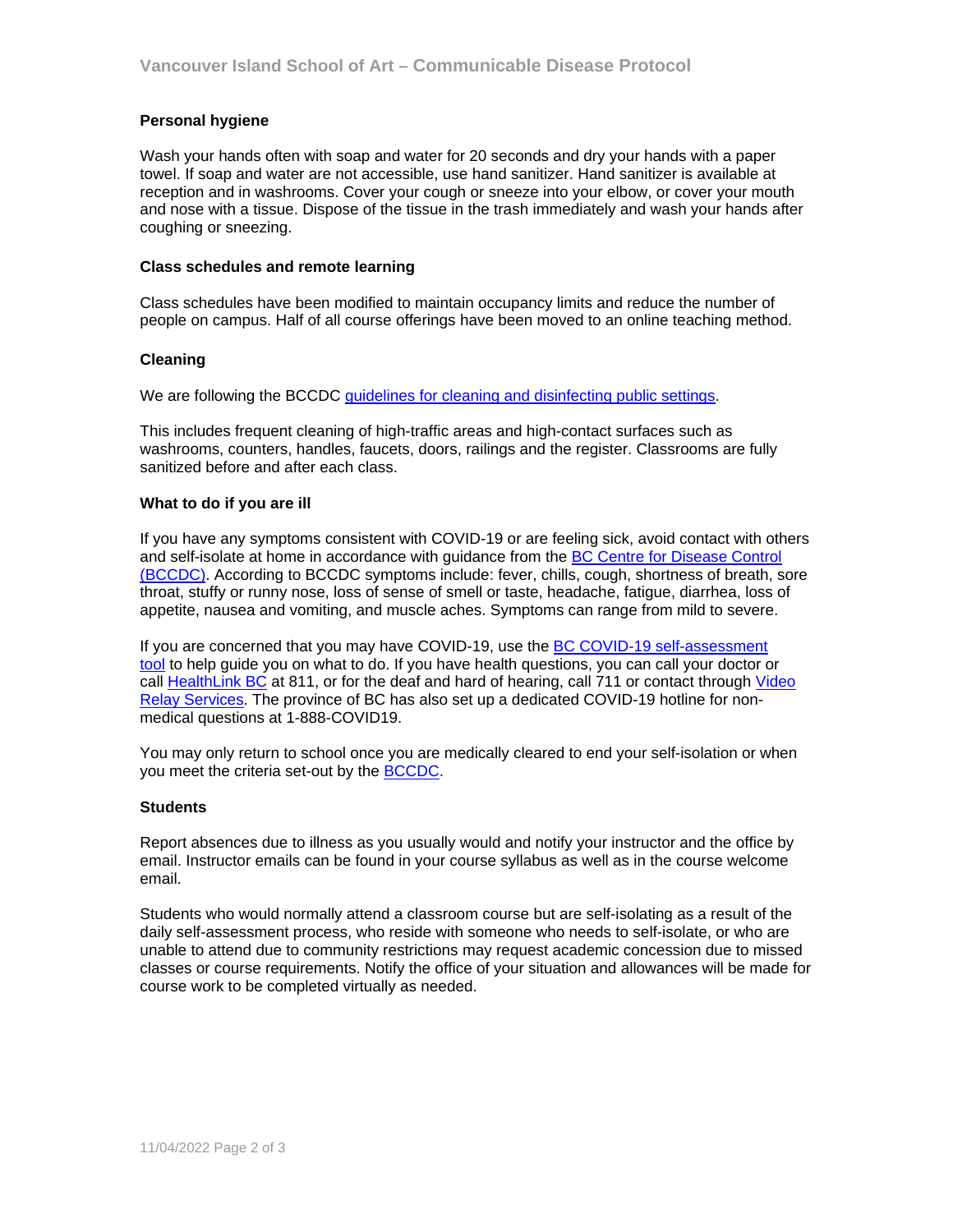**Personal hygiene**

Wash your hands often with soap and water for 20 seconds and dry your hands with a paper towel. If soap and water are not accessible, use hand sanitizer. Hand sanitizer is available at reception and in washrooms. Cover your cough or sneeze into your elbow, or cover your mouth and nose with a tissue. Dispose of the tissue in the trash immediately and wash your hands after coughing or sneezing.

**Class schedules and remote learning**

Class schedules have been modified to maintain occupancy limits and reduce the number of people on campus. Half of all course offerings have been moved to an online teaching method.

**Cleaning**

We are following the BCCDC guidelines for cleaning and disinfecting public settings.

This includes frequent cleaning of high-traffic areas and high-contact surfaces such as washrooms, counters, handles, faucets, doors, railings and the register. Classrooms are fully sanitized before and after each class.

**What to do if you are ill**

If you have any symptoms consistent with COVID-19 or are feeling sick, avoid contact with others and self-isolate at home in accordance with guidance from the BC Centre for Disease Control (BCCDC). According to BCCDC symptoms include: fever, chills, cough, shortness of breath, sore throat, stuffy or runny nose, loss of sense of smell or taste, headache, fatigue, diarrhea, loss of appetite, nausea and vomiting, and muscle aches. Symptoms can range from mild to severe.

If you are concerned that you may have COVID-19, use the BC COVID-19 self-assessment tool to help guide you on what to do. If you have health questions, you can call your doctor or call HealthLink BC at 811, or for the deaf and hard of hearing, call 711 or contact through Video Relay Services. The province of BC has also set up a dedicated COVID-19 hotline for non-medical questions at 1-888-COVID19.

You may only return to school once you are medically cleared to end your self-isolation or when you meet the criteria set-out by the BCCDC.

**Students**

Report absences due to illness as you usually would and notify your instructor and the office by email. Instructor emails can be found in your course syllabus as well as in the course welcome email.

Students who would normally attend a classroom course but are self-isolating as a result of the daily self-assessment process, who reside with someone who needs to self-isolate, or who are unable to attend due to community restrictions may request academic concession due to missed classes or course requirements. Notify the office of your situation and allowances will be made for course work to be completed virtually as needed.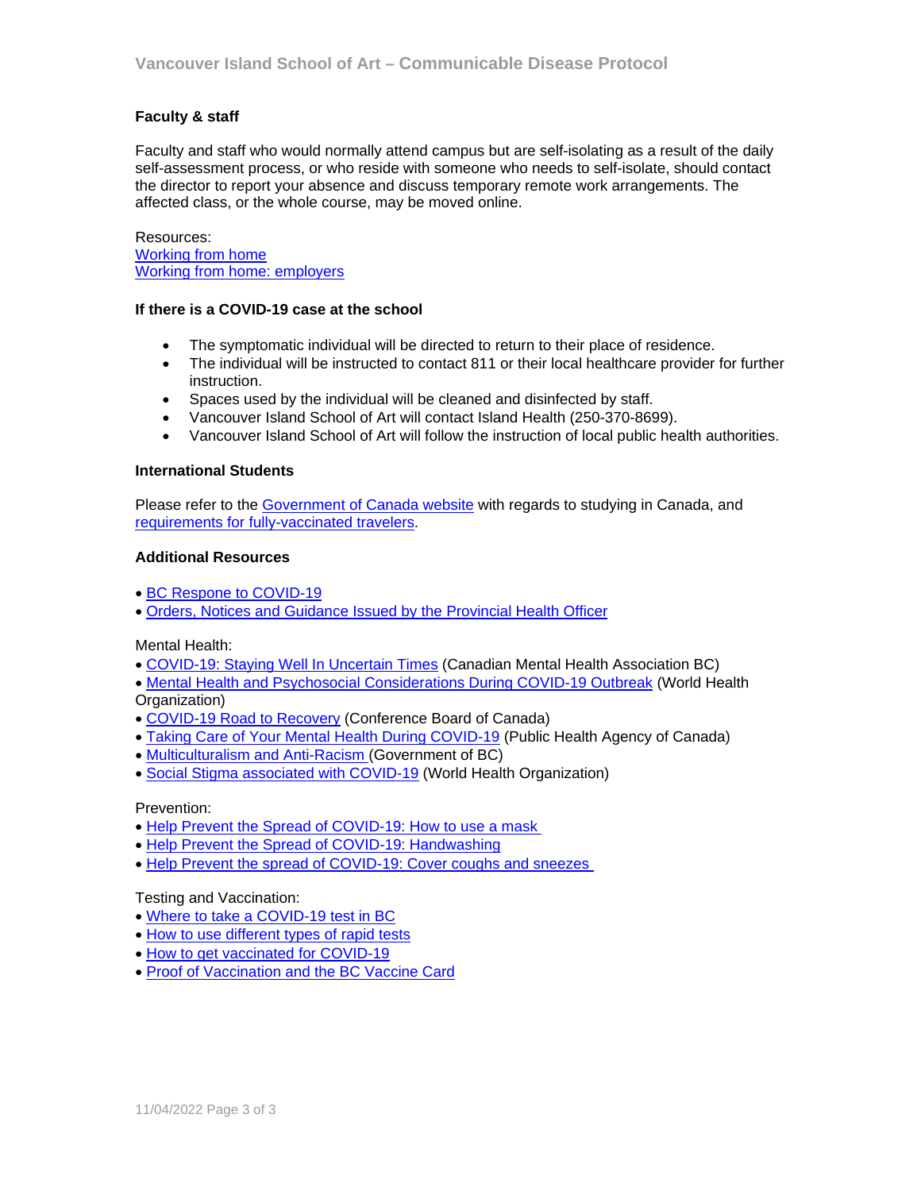### Faculty & staff

Faculty and staff who would normally attend campus but are self-isolating as a result of the daily self-assessment process, or who reside with someone who needs to self-isolate, should contact the director to report your absence and discuss temporary remote work arrangements. The affected class, or the whole course, may be moved online.

Resources:
Working from home
Working from home: employers

### If there is a COVID-19 case at the school

- The symptomatic individual will be directed to return to their place of residence.
- The individual will be instructed to contact 811 or their local healthcare provider for further instruction.
- Spaces used by the individual will be cleaned and disinfected by staff.
- Vancouver Island School of Art will contact Island Health (250-370-8699).
- Vancouver Island School of Art will follow the instruction of local public health authorities.

### International Students

Please refer to the Government of Canada website with regards to studying in Canada, and requirements for fully-vaccinated travelers.

### Additional Resources

- BC Respone to COVID-19
- Orders, Notices and Guidance Issued by the Provincial Health Officer

Mental Health:

- COVID-19: Staying Well In Uncertain Times (Canadian Mental Health Association BC)
- Mental Health and Psychosocial Considerations During COVID-19 Outbreak (World Health Organization)
- COVID-19 Road to Recovery (Conference Board of Canada)
- Taking Care of Your Mental Health During COVID-19 (Public Health Agency of Canada)
- Multiculturalism and Anti-Racism (Government of BC)
- Social Stigma associated with COVID-19 (World Health Organization)

Prevention:

- Help Prevent the Spread of COVID-19: How to use a mask
- Help Prevent the Spread of COVID-19: Handwashing
- Help Prevent the spread of COVID-19: Cover coughs and sneezes

Testing and Vaccination:

- Where to take a COVID-19 test in BC
- How to use different types of rapid tests
- How to get vaccinated for COVID-19
- Proof of Vaccination and the BC Vaccine Card